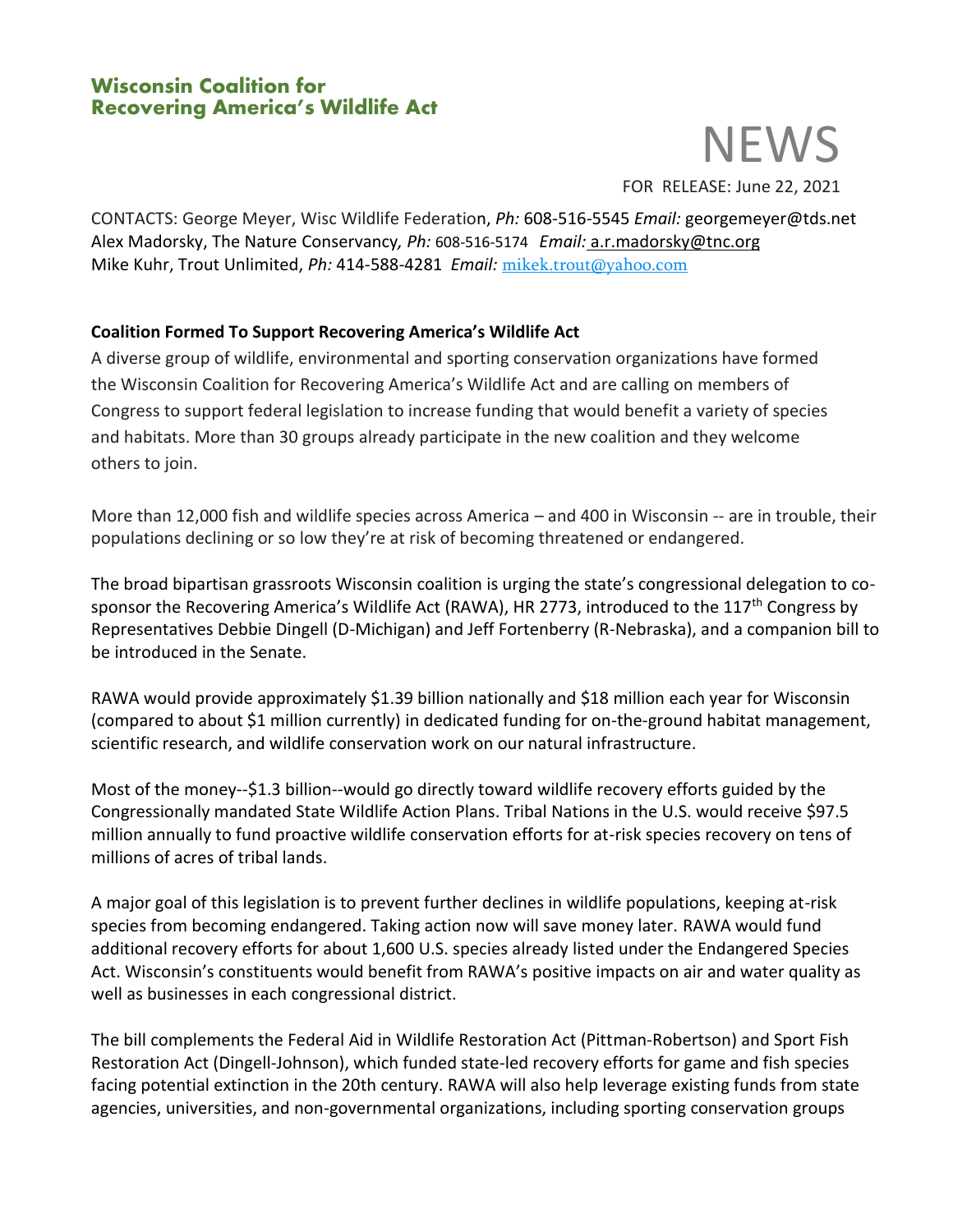**Wisconsin Coalition for Recovering America's Wildlife Act**

# NEWS

FOR RELEASE: June 22, 2021

CONTACTS: George Meyer, Wisc Wildlife Federation, *Ph:* 608-516-5545 *Email:* georgemeyer@tds.net
Alex Madorsky, The Nature Conservancy, *Ph:* 608-516-5174 *Email:* a.r.madorsky@tnc.org
Mike Kuhr, Trout Unlimited, *Ph:* 414-588-4281 *Email:* mikek.trout@yahoo.com

**Coalition Formed To Support Recovering America's Wildlife Act**

A diverse group of wildlife, environmental and sporting conservation organizations have formed the Wisconsin Coalition for Recovering America's Wildlife Act and are calling on members of Congress to support federal legislation to increase funding that would benefit a variety of species and habitats. More than 30 groups already participate in the new coalition and they welcome others to join.

More than 12,000 fish and wildlife species across America – and 400 in Wisconsin -- are in trouble, their populations declining or so low they're at risk of becoming threatened or endangered.

The broad bipartisan grassroots Wisconsin coalition is urging the state's congressional delegation to co-sponsor the Recovering America's Wildlife Act (RAWA), HR 2773, introduced to the 117th Congress by Representatives Debbie Dingell (D-Michigan) and Jeff Fortenberry (R-Nebraska), and a companion bill to be introduced in the Senate.

RAWA would provide approximately $1.39 billion nationally and $18 million each year for Wisconsin (compared to about $1 million currently) in dedicated funding for on-the-ground habitat management, scientific research, and wildlife conservation work on our natural infrastructure.

Most of the money--$1.3 billion--would go directly toward wildlife recovery efforts guided by the Congressionally mandated State Wildlife Action Plans. Tribal Nations in the U.S. would receive $97.5 million annually to fund proactive wildlife conservation efforts for at-risk species recovery on tens of millions of acres of tribal lands.

A major goal of this legislation is to prevent further declines in wildlife populations, keeping at-risk species from becoming endangered. Taking action now will save money later. RAWA would fund additional recovery efforts for about 1,600 U.S. species already listed under the Endangered Species Act. Wisconsin's constituents would benefit from RAWA's positive impacts on air and water quality as well as businesses in each congressional district.

The bill complements the Federal Aid in Wildlife Restoration Act (Pittman-Robertson) and Sport Fish Restoration Act (Dingell-Johnson), which funded state-led recovery efforts for game and fish species facing potential extinction in the 20th century. RAWA will also help leverage existing funds from state agencies, universities, and non-governmental organizations, including sporting conservation groups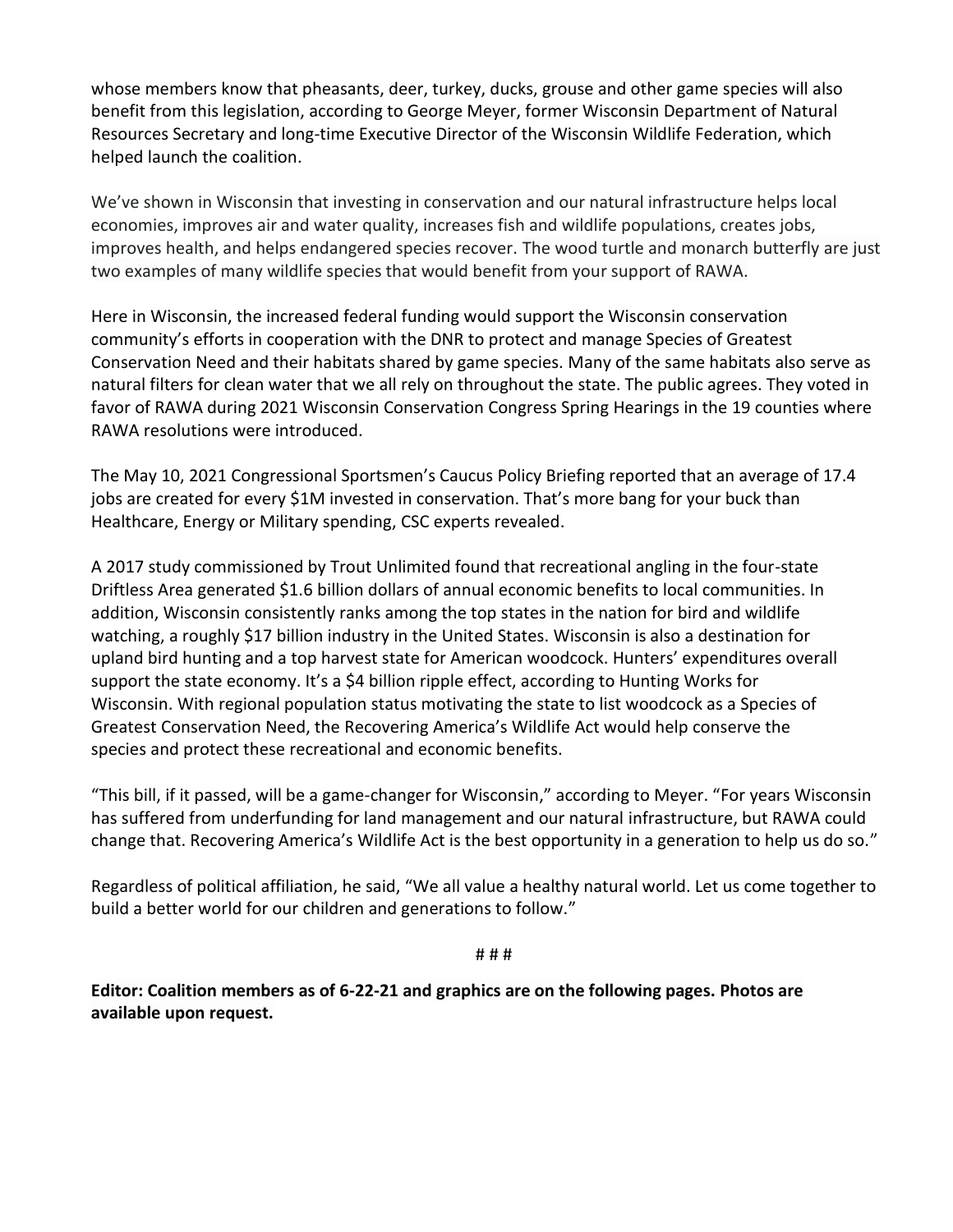whose members know that pheasants, deer, turkey, ducks, grouse and other game species will also benefit from this legislation, according to George Meyer, former Wisconsin Department of Natural Resources Secretary and long-time Executive Director of the Wisconsin Wildlife Federation, which helped launch the coalition.

We've shown in Wisconsin that investing in conservation and our natural infrastructure helps local economies, improves air and water quality, increases fish and wildlife populations, creates jobs, improves health, and helps endangered species recover. The wood turtle and monarch butterfly are just two examples of many wildlife species that would benefit from your support of RAWA.

Here in Wisconsin, the increased federal funding would support the Wisconsin conservation community's efforts in cooperation with the DNR to protect and manage Species of Greatest Conservation Need and their habitats shared by game species. Many of the same habitats also serve as natural filters for clean water that we all rely on throughout the state. The public agrees. They voted in favor of RAWA during 2021 Wisconsin Conservation Congress Spring Hearings in the 19 counties where RAWA resolutions were introduced.

The May 10, 2021 Congressional Sportsmen's Caucus Policy Briefing reported that an average of 17.4 jobs are created for every $1M invested in conservation. That's more bang for your buck than Healthcare, Energy or Military spending, CSC experts revealed.

A 2017 study commissioned by Trout Unlimited found that recreational angling in the four-state Driftless Area generated $1.6 billion dollars of annual economic benefits to local communities. In addition, Wisconsin consistently ranks among the top states in the nation for bird and wildlife watching, a roughly $17 billion industry in the United States. Wisconsin is also a destination for upland bird hunting and a top harvest state for American woodcock. Hunters' expenditures overall support the state economy. It's a $4 billion ripple effect, according to Hunting Works for Wisconsin. With regional population status motivating the state to list woodcock as a Species of Greatest Conservation Need, the Recovering America's Wildlife Act would help conserve the species and protect these recreational and economic benefits.

"This bill, if it passed, will be a game-changer for Wisconsin," according to Meyer. "For years Wisconsin has suffered from underfunding for land management and our natural infrastructure, but RAWA could change that. Recovering America's Wildlife Act is the best opportunity in a generation to help us do so."

Regardless of political affiliation, he said, "We all value a healthy natural world. Let us come together to build a better world for our children and generations to follow."

# # #

**Editor: Coalition members as of 6-22-21 and graphics are on the following pages. Photos are available upon request.**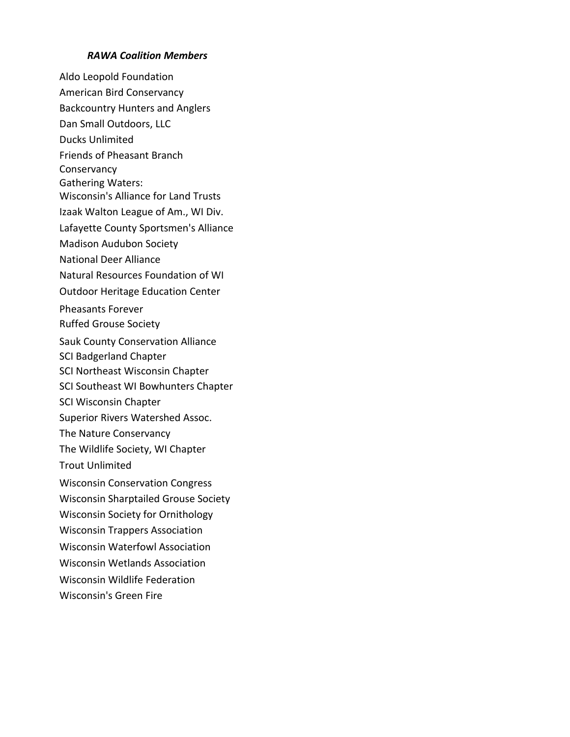***RAWA Coalition Members***

Aldo Leopold Foundation  
American Bird Conservancy  
Backcountry Hunters and Anglers  
Dan Small Outdoors, LLC  
Ducks Unlimited  
Friends of Pheasant Branch Conservancy  
Gathering Waters: Wisconsin's Alliance for Land Trusts  
Izaak Walton League of Am., WI Div.  
Lafayette County Sportsmen's Alliance  
Madison Audubon Society  
National Deer Alliance  
Natural Resources Foundation of WI  
Outdoor Heritage Education Center  
Pheasants Forever  
Ruffed Grouse Society  
Sauk County Conservation Alliance  
SCI Badgerland Chapter  
SCI Northeast Wisconsin Chapter  
SCI Southeast WI Bowhunters Chapter  
SCI Wisconsin Chapter  
Superior Rivers Watershed Assoc.  
The Nature Conservancy  
The Wildlife Society, WI Chapter  
Trout Unlimited  
Wisconsin Conservation Congress  
Wisconsin Sharptailed Grouse Society  
Wisconsin Society for Ornithology  
Wisconsin Trappers Association  
Wisconsin Waterfowl Association  
Wisconsin Wetlands Association  
Wisconsin Wildlife Federation  
Wisconsin's Green Fire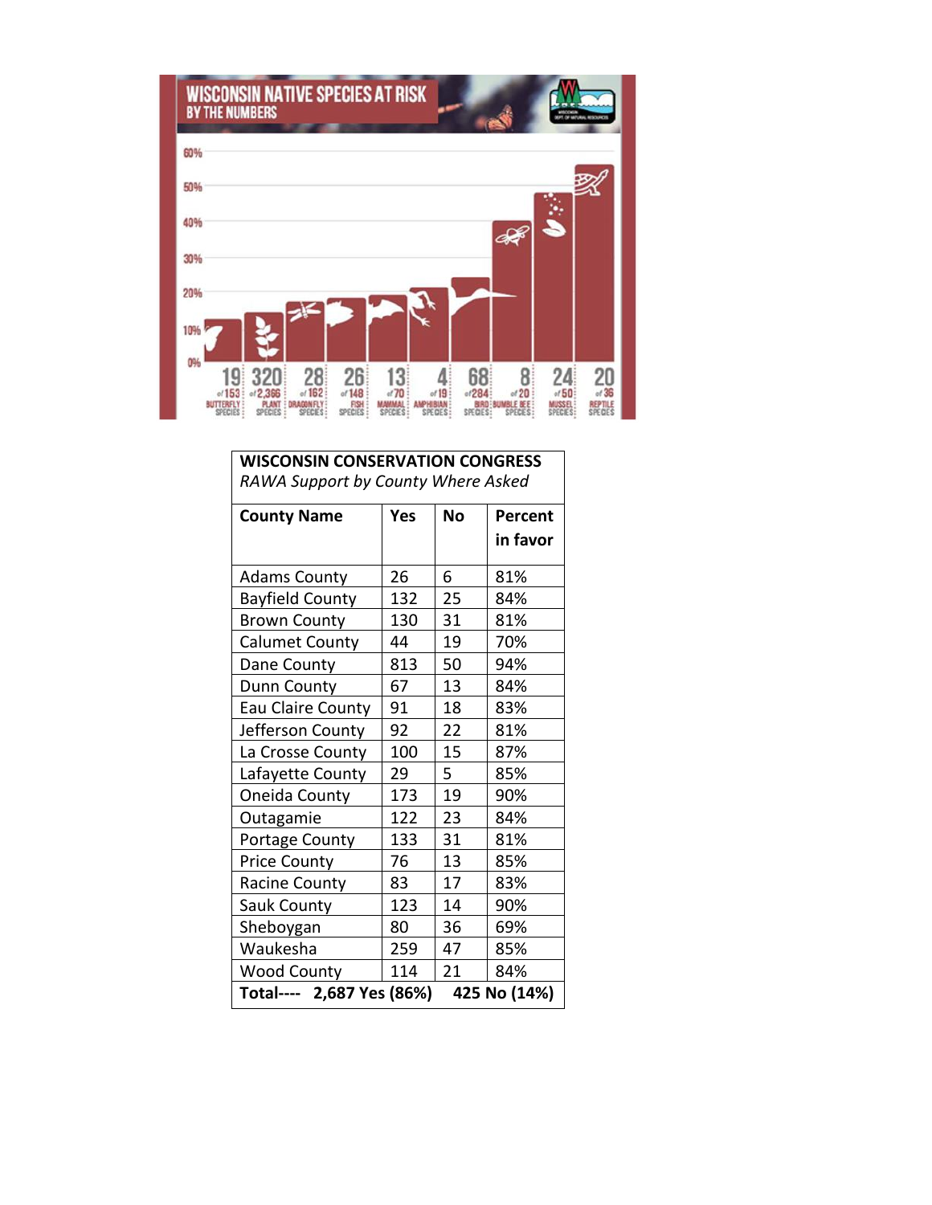WISCONSIN NATIVE SPECIES AT RISK
BY THE NUMBERS

60%
50%
40%
30%
20%
10%
0%

19 of 153 BUTTERFLY SPECIES
320 of 2,366 PLANT SPECIES
28 of 162 DRAGONFLY SPECIES
26 of 148 FISH SPECIES
13 of 70 MAMMAL SPECIES
4 of 19 AMPHIBIAN SPECIES
68 of 284 BIRD SPECIES
8 of 20 BUMBLE BEE SPECIES
24 of 50 MUSSEL SPECIES
20 of 36 REPTILE SPECIES

| WISCONSIN CONSERVATION CONGRESS<br>*RAWA Support by County Where Asked* | | | |
|---|---|---|---|
| **County Name** | **Yes** | **No** | **Percent in favor** |
| Adams County | 26 | 6 | 81% |
| Bayfield County | 132 | 25 | 84% |
| Brown County | 130 | 31 | 81% |
| Calumet County | 44 | 19 | 70% |
| Dane County | 813 | 50 | 94% |
| Dunn County | 67 | 13 | 84% |
| Eau Claire County | 91 | 18 | 83% |
| Jefferson County | 92 | 22 | 81% |
| La Crosse County | 100 | 15 | 87% |
| Lafayette County | 29 | 5 | 85% |
| Oneida County | 173 | 19 | 90% |
| Outagamie | 122 | 23 | 84% |
| Portage County | 133 | 31 | 81% |
| Price County | 76 | 13 | 85% |
| Racine County | 83 | 17 | 83% |
| Sauk County | 123 | 14 | 90% |
| Sheboygan | 80 | 36 | 69% |
| Waukesha | 259 | 47 | 85% |
| Wood County | 114 | 21 | 84% |
| **Total---- 2,687 Yes (86%)** | | **425 No (14%)** | |